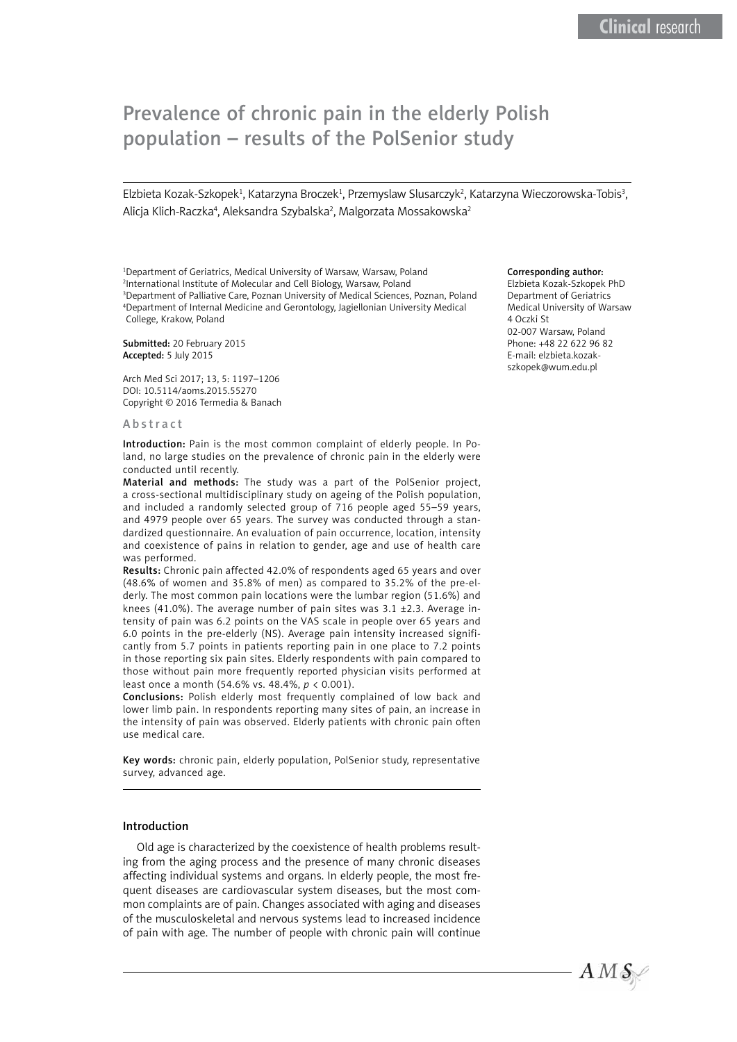# Prevalence of chronic pain in the elderly Polish population – results of the PolSenior study

Elzbieta Kozak-Szkopek[1], Katarzyna Broczek[1], Przemyslaw Slusarczyk[2], Katarzyna Wieczorowska-Tobis[3], Alicja Klich-Raczka[4], Aleksandra Szybalska[2], Malgorzata Mossakowska[2]

[1]Department of Geriatrics, Medical University of Warsaw, Warsaw, Poland
[2]International Institute of Molecular and Cell Biology, Warsaw, Poland
[3]Department of Palliative Care, Poznan University of Medical Sciences, Poznan, Poland
[4]Department of Internal Medicine and Gerontology, Jagiellonian University Medical College, Krakow, Poland

**Submitted:** 20 February 2015
**Accepted:** 5 July 2015

Arch Med Sci 2017; 13, 5: 1197–1206
DOI: 10.5114/aoms.2015.55270
Copyright © 2016 Termedia & Banach

**Corresponding author:**
Elzbieta Kozak-Szkopek PhD
Department of Geriatrics
Medical University of Warsaw
4 Oczki St
02-007 Warsaw, Poland
Phone: +48 22 622 96 82
E-mail: elzbieta.kozak-szkopek@wum.edu.pl

## Abstract

**Introduction:** Pain is the most common complaint of elderly people. In Poland, no large studies on the prevalence of chronic pain in the elderly were conducted until recently.

**Material and methods:** The study was a part of the PolSenior project, a cross-sectional multidisciplinary study on ageing of the Polish population, and included a randomly selected group of 716 people aged 55–59 years, and 4979 people over 65 years. The survey was conducted through a standardized questionnaire. An evaluation of pain occurrence, location, intensity and coexistence of pains in relation to gender, age and use of health care was performed.

**Results:** Chronic pain affected 42.0% of respondents aged 65 years and over (48.6% of women and 35.8% of men) as compared to 35.2% of the pre-elderly. The most common pain locations were the lumbar region (51.6%) and knees (41.0%). The average number of pain sites was 3.1 ±2.3. Average intensity of pain was 6.2 points on the VAS scale in people over 65 years and 6.0 points in the pre-elderly (NS). Average pain intensity increased significantly from 5.7 points in patients reporting pain in one place to 7.2 points in those reporting six pain sites. Elderly respondents with pain compared to those without pain more frequently reported physician visits performed at least once a month (54.6% vs. 48.4%, $p < 0.001$).

**Conclusions:** Polish elderly most frequently complained of low back and lower limb pain. In respondents reporting many sites of pain, an increase in the intensity of pain was observed. Elderly patients with chronic pain often use medical care.

**Key words:** chronic pain, elderly population, PolSenior study, representative survey, advanced age.

## Introduction

Old age is characterized by the coexistence of health problems resulting from the aging process and the presence of many chronic diseases affecting individual systems and organs. In elderly people, the most frequent diseases are cardiovascular system diseases, but the most common complaints are of pain. Changes associated with aging and diseases of the musculoskeletal and nervous systems lead to increased incidence of pain with age. The number of people with chronic pain will continue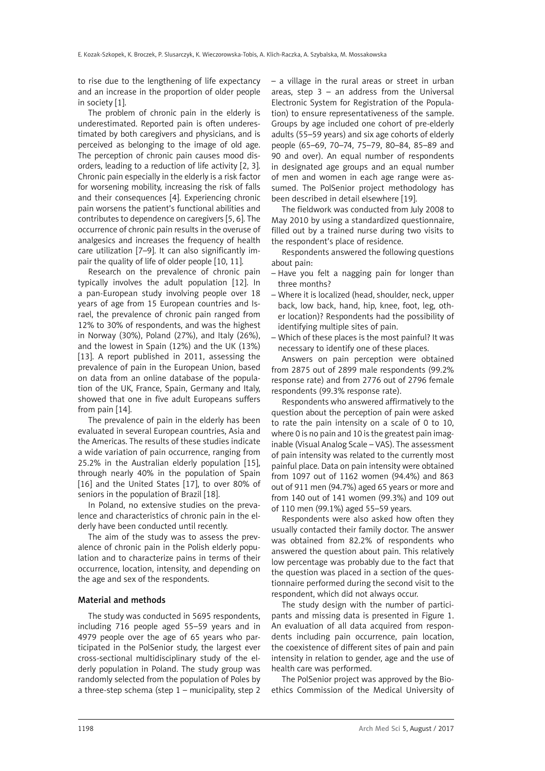to rise due to the lengthening of life expectancy and an increase in the proportion of older people in society [1].

The problem of chronic pain in the elderly is underestimated. Reported pain is often underestimated by both caregivers and physicians, and is perceived as belonging to the image of old age. The perception of chronic pain causes mood disorders, leading to a reduction of life activity [2, 3]. Chronic pain especially in the elderly is a risk factor for worsening mobility, increasing the risk of falls and their consequences [4]. Experiencing chronic pain worsens the patient's functional abilities and contributes to dependence on caregivers [5, 6]. The occurrence of chronic pain results in the overuse of analgesics and increases the frequency of health care utilization [7–9]. It can also significantly impair the quality of life of older people [10, 11].

Research on the prevalence of chronic pain typically involves the adult population [12]. In a pan-European study involving people over 18 years of age from 15 European countries and Israel, the prevalence of chronic pain ranged from 12% to 30% of respondents, and was the highest in Norway (30%), Poland (27%), and Italy (26%), and the lowest in Spain (12%) and the UK (13%) [13]. A report published in 2011, assessing the prevalence of pain in the European Union, based on data from an online database of the population of the UK, France, Spain, Germany and Italy, showed that one in five adult Europeans suffers from pain [14].

The prevalence of pain in the elderly has been evaluated in several European countries, Asia and the Americas. The results of these studies indicate a wide variation of pain occurrence, ranging from 25.2% in the Australian elderly population [15], through nearly 40% in the population of Spain [16] and the United States [17], to over 80% of seniors in the population of Brazil [18].

In Poland, no extensive studies on the prevalence and characteristics of chronic pain in the elderly have been conducted until recently.

The aim of the study was to assess the prevalence of chronic pain in the Polish elderly population and to characterize pains in terms of their occurrence, location, intensity, and depending on the age and sex of the respondents.

## Material and methods

The study was conducted in 5695 respondents, including 716 people aged 55–59 years and in 4979 people over the age of 65 years who participated in the PolSenior study, the largest ever cross-sectional multidisciplinary study of the elderly population in Poland. The study group was randomly selected from the population of Poles by a three-step schema (step 1 – municipality, step 2 – a village in the rural areas or street in urban areas, step 3 – an address from the Universal Electronic System for Registration of the Population) to ensure representativeness of the sample. Groups by age included one cohort of pre-elderly adults (55–59 years) and six age cohorts of elderly people (65–69, 70–74, 75–79, 80–84, 85–89 and 90 and over). An equal number of respondents in designated age groups and an equal number of men and women in each age range were assumed. The PolSenior project methodology has been described in detail elsewhere [19].

The fieldwork was conducted from July 2008 to May 2010 by using a standardized questionnaire, filled out by a trained nurse during two visits to the respondent's place of residence.

Respondents answered the following questions about pain:

- Have you felt a nagging pain for longer than three months?
- Where it is localized (head, shoulder, neck, upper back, low back, hand, hip, knee, foot, leg, other location)? Respondents had the possibility of identifying multiple sites of pain.
- Which of these places is the most painful? It was necessary to identify one of these places.

Answers on pain perception were obtained from 2875 out of 2899 male respondents (99.2% response rate) and from 2776 out of 2796 female respondents (99.3% response rate).

Respondents who answered affirmatively to the question about the perception of pain were asked to rate the pain intensity on a scale of 0 to 10, where 0 is no pain and 10 is the greatest pain imaginable (Visual Analog Scale – VAS). The assessment of pain intensity was related to the currently most painful place. Data on pain intensity were obtained from 1097 out of 1162 women (94.4%) and 863 out of 911 men (94.7%) aged 65 years or more and from 140 out of 141 women (99.3%) and 109 out of 110 men (99.1%) aged 55–59 years.

Respondents were also asked how often they usually contacted their family doctor. The answer was obtained from 82.2% of respondents who answered the question about pain. This relatively low percentage was probably due to the fact that the question was placed in a section of the questionnaire performed during the second visit to the respondent, which did not always occur.

The study design with the number of participants and missing data is presented in Figure 1. An evaluation of all data acquired from respondents including pain occurrence, pain location, the coexistence of different sites of pain and pain intensity in relation to gender, age and the use of health care was performed.

The PolSenior project was approved by the Bioethics Commission of the Medical University of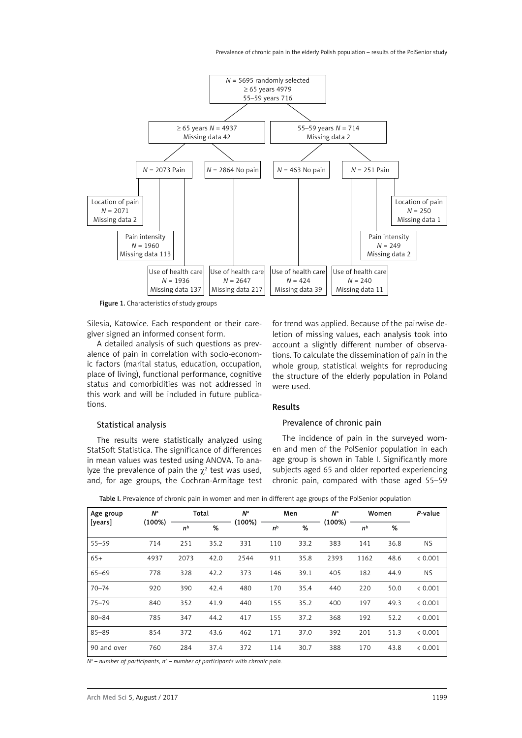Figure 1. Characteristics of study groups

Silesia, Katowice. Each respondent or their caregiver signed an informed consent form.

A detailed analysis of such questions as prevalence of pain in correlation with socio-economic factors (marital status, education, occupation, place of living), functional performance, cognitive status and comorbidities was not addressed in this work and will be included in future publications.

### Statistical analysis

The results were statistically analyzed using StatSoft Statistica. The significance of differences in mean values was tested using ANOVA. To analyze the prevalence of pain the $\chi^2$ test was used, and, for age groups, the Cochran-Armitage test for trend was applied. Because of the pairwise deletion of missing values, each analysis took into account a slightly different number of observations. To calculate the dissemination of pain in the whole group, statistical weights for reproducing the structure of the elderly population in Poland were used.

## Results

### Prevalence of chronic pain

The incidence of pain in the surveyed women and men of the PolSenior population in each age group is shown in Table I. Significantly more subjects aged 65 and older reported experiencing chronic pain, compared with those aged 55–59

Table I. Prevalence of chronic pain in women and men in different age groups of the PolSenior population

| Age group [years] | $N^a$ (100%) | Total | | $N^a$ (100%) | Men | | $N^a$ (100%) | Women | | P-value |
|---|---|---|---|---|---|---|---|---|---|---|
| | | $n^b$ | % | | $n^b$ | % | | $n^b$ | % | |
| 55–59 | 714 | 251 | 35.2 | 331 | 110 | 33.2 | 383 | 141 | 36.8 | NS |
| 65+ | 4937 | 2073 | 42.0 | 2544 | 911 | 35.8 | 2393 | 1162 | 48.6 | < 0.001 |
| 65–69 | 778 | 328 | 42.2 | 373 | 146 | 39.1 | 405 | 182 | 44.9 | NS |
| 70–74 | 920 | 390 | 42.4 | 480 | 170 | 35.4 | 440 | 220 | 50.0 | < 0.001 |
| 75–79 | 840 | 352 | 41.9 | 440 | 155 | 35.2 | 400 | 197 | 49.3 | < 0.001 |
| 80–84 | 785 | 347 | 44.2 | 417 | 155 | 37.2 | 368 | 192 | 52.2 | < 0.001 |
| 85–89 | 854 | 372 | 43.6 | 462 | 171 | 37.0 | 392 | 201 | 51.3 | < 0.001 |
| 90 and over | 760 | 284 | 37.4 | 372 | 114 | 30.7 | 388 | 170 | 43.8 | < 0.001 |

*$N^a$ – number of participants, $n^b$ – number of participants with chronic pain.*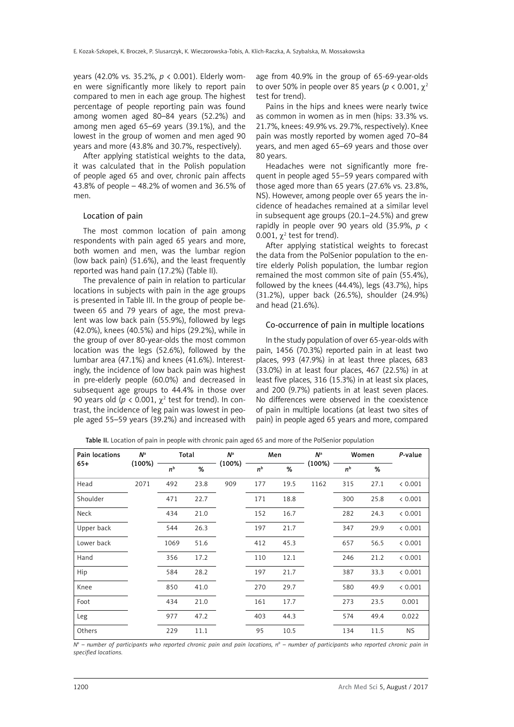years (42.0% vs. 35.2%, $p < 0.001$). Elderly women were significantly more likely to report pain compared to men in each age group. The highest percentage of people reporting pain was found among women aged 80–84 years (52.2%) and among men aged 65–69 years (39.1%), and the lowest in the group of women and men aged 90 years and more (43.8% and 30.7%, respectively).

After applying statistical weights to the data, it was calculated that in the Polish population of people aged 65 and over, chronic pain affects 43.8% of people – 48.2% of women and 36.5% of men.

### Location of pain

The most common location of pain among respondents with pain aged 65 years and more, both women and men, was the lumbar region (low back pain) (51.6%), and the least frequently reported was hand pain (17.2%) (Table II).

The prevalence of pain in relation to particular locations in subjects with pain in the age groups is presented in Table III. In the group of people between 65 and 79 years of age, the most prevalent was low back pain (55.9%), followed by legs (42.0%), knees (40.5%) and hips (29.2%), while in the group of over 80-year-olds the most common location was the legs (52.6%), followed by the lumbar area (47.1%) and knees (41.6%). Interestingly, the incidence of low back pain was highest in pre-elderly people (60.0%) and decreased in subsequent age groups to 44.4% in those over 90 years old ($p < 0.001$, $\chi^2$ test for trend). In contrast, the incidence of leg pain was lowest in people aged 55–59 years (39.2%) and increased with age from 40.9% in the group of 65-69-year-olds to over 50% in people over 85 years ($p < 0.001$, $\chi^2$ test for trend).

Pains in the hips and knees were nearly twice as common in women as in men (hips: 33.3% vs. 21.7%, knees: 49.9% vs. 29.7%, respectively). Knee pain was mostly reported by women aged 70–84 years, and men aged 65–69 years and those over 80 years.

Headaches were not significantly more frequent in people aged 55–59 years compared with those aged more than 65 years (27.6% vs. 23.8%, NS). However, among people over 65 years the incidence of headaches remained at a similar level in subsequent age groups (20.1–24.5%) and grew rapidly in people over 90 years old (35.9%, $p < 0.001$, $\chi^2$ test for trend).

After applying statistical weights to forecast the data from the PolSenior population to the entire elderly Polish population, the lumbar region remained the most common site of pain (55.4%), followed by the knees (44.4%), legs (43.7%), hips (31.2%), upper back (26.5%), shoulder (24.9%) and head (21.6%).

### Co-occurrence of pain in multiple locations

In the study population of over 65-year-olds with pain, 1456 (70.3%) reported pain in at least two places, 993 (47.9%) in at least three places, 683 (33.0%) in at least four places, 467 (22.5%) in at least five places, 316 (15.3%) in at least six places, and 200 (9.7%) patients in at least seven places. No differences were observed in the coexistence of pain in multiple locations (at least two sites of pain) in people aged 65 years and more, compared

**Table II.** Location of pain in people with chronic pain aged 65 and more of the PolSenior population

| Pain locations 65+ | $N^a$ (100%) | Total | | $N^a$ (100%) | Men | | $N^a$ (100%) | Women | | P-value |
|---|---|---|---|---|---|---|---|---|---|---|
| | | $n^b$ | % | | $n^b$ | % | | $n^b$ | % | |
| Head | 2071 | 492 | 23.8 | 909 | 177 | 19.5 | 1162 | 315 | 27.1 | < 0.001 |
| Shoulder | | 471 | 22.7 | | 171 | 18.8 | | 300 | 25.8 | < 0.001 |
| Neck | | 434 | 21.0 | | 152 | 16.7 | | 282 | 24.3 | < 0.001 |
| Upper back | | 544 | 26.3 | | 197 | 21.7 | | 347 | 29.9 | < 0.001 |
| Lower back | | 1069 | 51.6 | | 412 | 45.3 | | 657 | 56.5 | < 0.001 |
| Hand | | 356 | 17.2 | | 110 | 12.1 | | 246 | 21.2 | < 0.001 |
| Hip | | 584 | 28.2 | | 197 | 21.7 | | 387 | 33.3 | < 0.001 |
| Knee | | 850 | 41.0 | | 270 | 29.7 | | 580 | 49.9 | < 0.001 |
| Foot | | 434 | 21.0 | | 161 | 17.7 | | 273 | 23.5 | 0.001 |
| Leg | | 977 | 47.2 | | 403 | 44.3 | | 574 | 49.4 | 0.022 |
| Others | | 229 | 11.1 | | 95 | 10.5 | | 134 | 11.5 | NS |

*$N^a$ – number of participants who reported chronic pain and pain locations, $n^b$ – number of participants who reported chronic pain in specified locations.*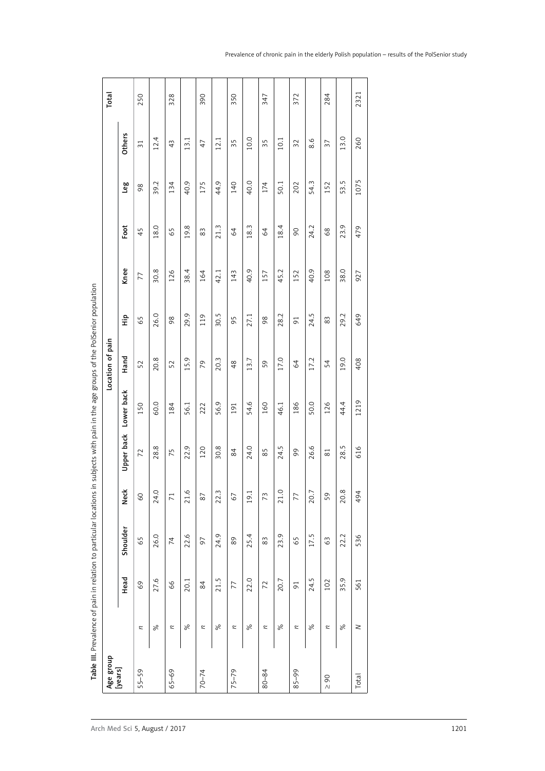**Table III.** Prevalence of pain in relation to particular locations in subjects with pain in the age groups of the PolSenior population

| Age group [years] | | Location of pain | | | | | | | | | | | Total |
|---|---|---|---|---|---|---|---|---|---|---|---|---|---|
| | | Head | Shoulder | Neck | Upper back | Lower back | Hand | Hip | Knee | Foot | Leg | Others | |
| 55–59 | *n* | 69 | 65 | 60 | 72 | 150 | 52 | 65 | 77 | 45 | 98 | 31 | 250 |
| | % | 27.6 | 26.0 | 24.0 | 28.8 | 60.0 | 20.8 | 26.0 | 30.8 | 18.0 | 39.2 | 12.4 | |
| 65–69 | *n* | 66 | 74 | 71 | 75 | 184 | 52 | 98 | 126 | 65 | 134 | 43 | 328 |
| | % | 20.1 | 22.6 | 21.6 | 22.9 | 56.1 | 15.9 | 29.9 | 38.4 | 19.8 | 40.9 | 13.1 | |
| 70–74 | *n* | 84 | 97 | 87 | 120 | 222 | 79 | 119 | 164 | 83 | 175 | 47 | 390 |
| | % | 21.5 | 24.9 | 22.3 | 30.8 | 56.9 | 20.3 | 30.5 | 42.1 | 21.3 | 44.9 | 12.1 | |
| 75–79 | *n* | 77 | 89 | 67 | 84 | 191 | 48 | 95 | 143 | 64 | 140 | 35 | 350 |
| | % | 22.0 | 25.4 | 19.1 | 24.0 | 54.6 | 13.7 | 27.1 | 40.9 | 18.3 | 40.0 | 10.0 | |
| 80–84 | *n* | 72 | 83 | 73 | 85 | 160 | 59 | 98 | 157 | 64 | 174 | 35 | 347 |
| | % | 20.7 | 23.9 | 21.0 | 24.5 | 46.1 | 17.0 | 28.2 | 45.2 | 18.4 | 50.1 | 10.1 | |
| 85–99 | *n* | 91 | 65 | 77 | 99 | 186 | 64 | 91 | 152 | 90 | 202 | 32 | 372 |
| | % | 24.5 | 17.5 | 20.7 | 26.6 | 50.0 | 17.2 | 24.5 | 40.9 | 24.2 | 54.3 | 8.6 | |
| ≥ 90 | *n* | 102 | 63 | 59 | 81 | 126 | 54 | 83 | 108 | 68 | 152 | 37 | 284 |
| | % | 35.9 | 22.2 | 20.8 | 28.5 | 44.4 | 19.0 | 29.2 | 38.0 | 23.9 | 53.5 | 13.0 | |
| Total | *N* | 561 | 536 | 494 | 616 | 1219 | 408 | 649 | 927 | 479 | 1075 | 260 | 2321 |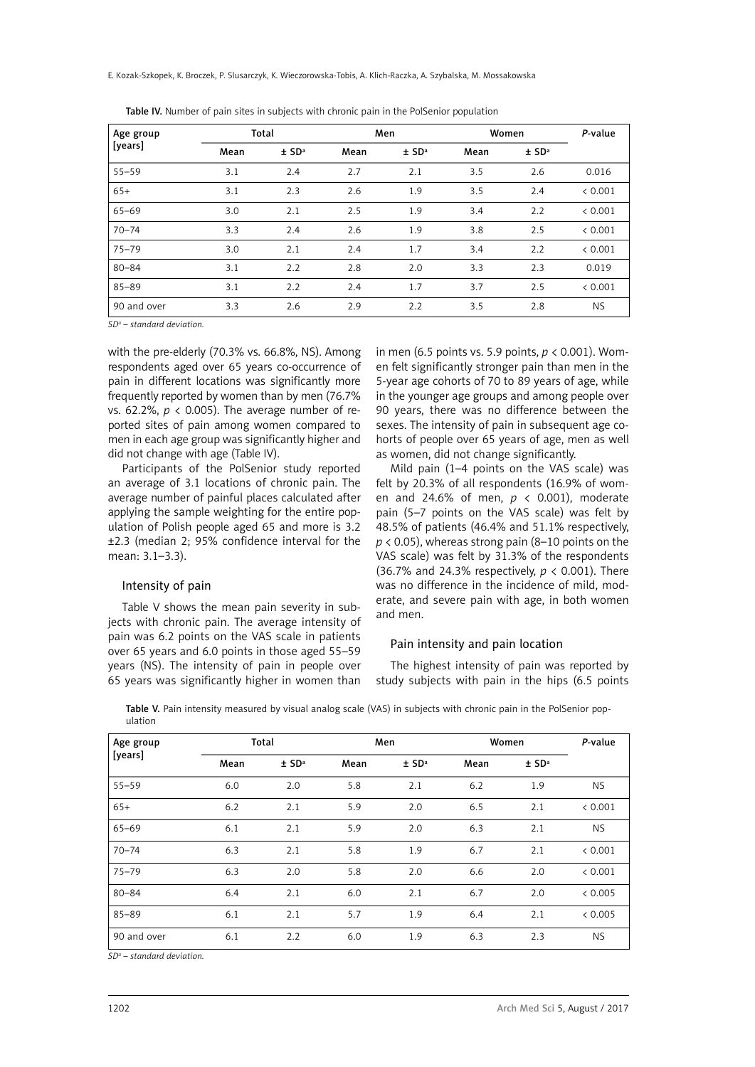Table IV. Number of pain sites in subjects with chronic pain in the PolSenior population

| Age group [years] | Total | | Men | | Women | | P-value |
|---|---|---|---|---|---|---|---|
| | Mean | ± SD[a] | Mean | ± SD[a] | Mean | ± SD[a] | |
| 55–59 | 3.1 | 2.4 | 2.7 | 2.1 | 3.5 | 2.6 | 0.016 |
| 65+ | 3.1 | 2.3 | 2.6 | 1.9 | 3.5 | 2.4 | < 0.001 |
| 65–69 | 3.0 | 2.1 | 2.5 | 1.9 | 3.4 | 2.2 | < 0.001 |
| 70–74 | 3.3 | 2.4 | 2.6 | 1.9 | 3.8 | 2.5 | < 0.001 |
| 75–79 | 3.0 | 2.1 | 2.4 | 1.7 | 3.4 | 2.2 | < 0.001 |
| 80–84 | 3.1 | 2.2 | 2.8 | 2.0 | 3.3 | 2.3 | 0.019 |
| 85–89 | 3.1 | 2.2 | 2.4 | 1.7 | 3.7 | 2.5 | < 0.001 |
| 90 and over | 3.3 | 2.6 | 2.9 | 2.2 | 3.5 | 2.8 | NS |

*SD[a] – standard deviation.*

with the pre-elderly (70.3% vs. 66.8%, NS). Among respondents aged over 65 years co-occurrence of pain in different locations was significantly more frequently reported by women than by men (76.7% vs. 62.2%, $p < 0.005$). The average number of reported sites of pain among women compared to men in each age group was significantly higher and did not change with age (Table IV).

Participants of the PolSenior study reported an average of 3.1 locations of chronic pain. The average number of painful places calculated after applying the sample weighting for the entire population of Polish people aged 65 and more is 3.2 ±2.3 (median 2; 95% confidence interval for the mean: 3.1–3.3).

### Intensity of pain

Table V shows the mean pain severity in subjects with chronic pain. The average intensity of pain was 6.2 points on the VAS scale in patients over 65 years and 6.0 points in those aged 55–59 years (NS). The intensity of pain in people over 65 years was significantly higher in women than in men (6.5 points vs. 5.9 points, $p < 0.001$). Women felt significantly stronger pain than men in the 5-year age cohorts of 70 to 89 years of age, while in the younger age groups and among people over 90 years, there was no difference between the sexes. The intensity of pain in subsequent age cohorts of people over 65 years of age, men as well as women, did not change significantly.

Mild pain (1–4 points on the VAS scale) was felt by 20.3% of all respondents (16.9% of women and 24.6% of men, $p < 0.001$), moderate pain (5–7 points on the VAS scale) was felt by 48.5% of patients (46.4% and 51.1% respectively, $p < 0.05$), whereas strong pain (8–10 points on the VAS scale) was felt by 31.3% of the respondents (36.7% and 24.3% respectively, $p < 0.001$). There was no difference in the incidence of mild, moderate, and severe pain with age, in both women and men.

### Pain intensity and pain location

The highest intensity of pain was reported by study subjects with pain in the hips (6.5 points

Table V. Pain intensity measured by visual analog scale (VAS) in subjects with chronic pain in the PolSenior population

| Age group [years] | Total | | Men | | Women | | P-value |
|---|---|---|---|---|---|---|---|
| | Mean | ± SD[a] | Mean | ± SD[a] | Mean | ± SD[a] | |
| 55–59 | 6.0 | 2.0 | 5.8 | 2.1 | 6.2 | 1.9 | NS |
| 65+ | 6.2 | 2.1 | 5.9 | 2.0 | 6.5 | 2.1 | < 0.001 |
| 65–69 | 6.1 | 2.1 | 5.9 | 2.0 | 6.3 | 2.1 | NS |
| 70–74 | 6.3 | 2.1 | 5.8 | 1.9 | 6.7 | 2.1 | < 0.001 |
| 75–79 | 6.3 | 2.0 | 5.8 | 2.0 | 6.6 | 2.0 | < 0.001 |
| 80–84 | 6.4 | 2.1 | 6.0 | 2.1 | 6.7 | 2.0 | < 0.005 |
| 85–89 | 6.1 | 2.1 | 5.7 | 1.9 | 6.4 | 2.1 | < 0.005 |
| 90 and over | 6.1 | 2.2 | 6.0 | 1.9 | 6.3 | 2.3 | NS |

*SD[a] – standard deviation.*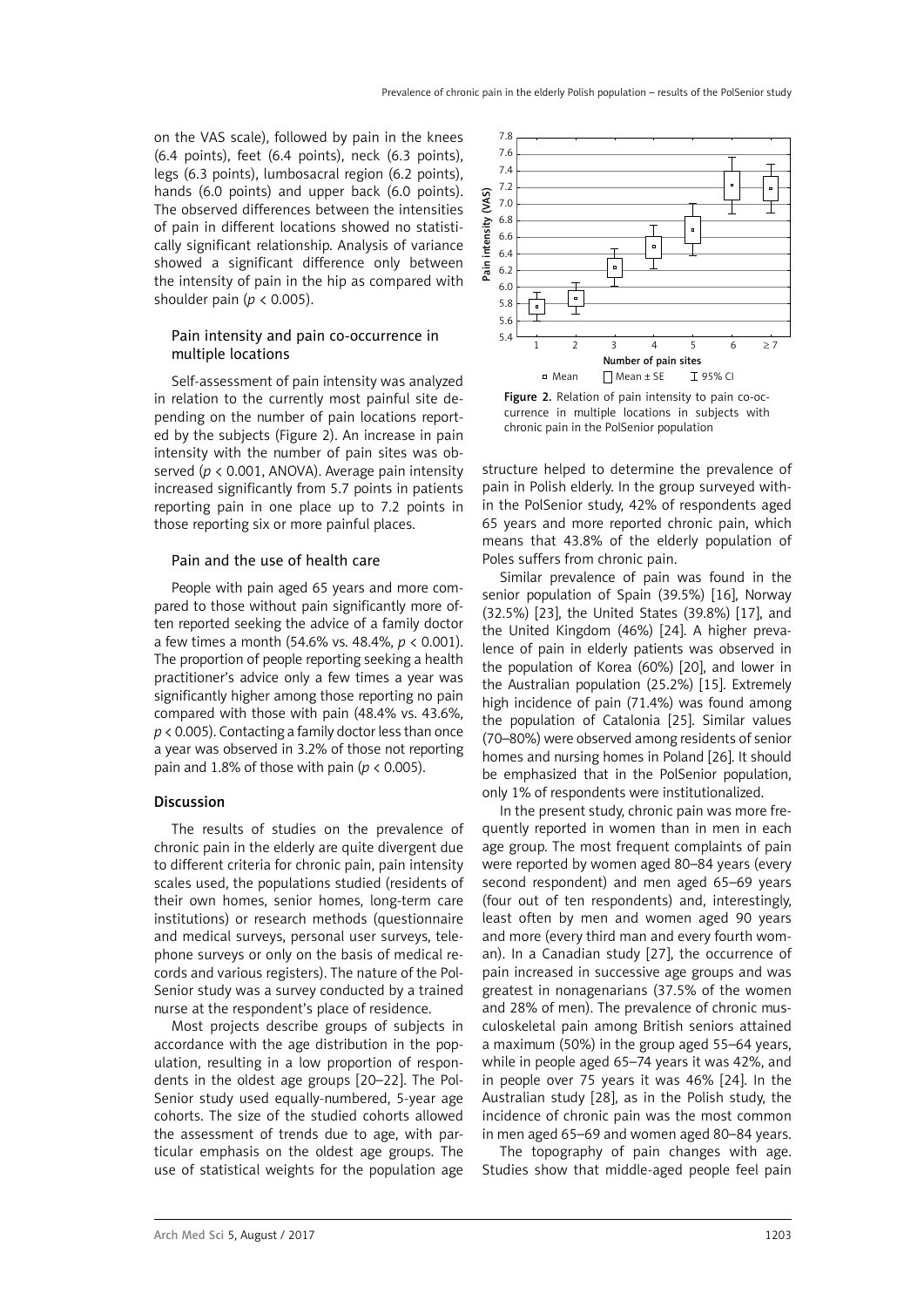on the VAS scale), followed by pain in the knees (6.4 points), feet (6.4 points), neck (6.3 points), legs (6.3 points), lumbosacral region (6.2 points), hands (6.0 points) and upper back (6.0 points). The observed differences between the intensities of pain in different locations showed no statistically significant relationship. Analysis of variance showed a significant difference only between the intensity of pain in the hip as compared with shoulder pain ($p < 0.005$).

### Pain intensity and pain co-occurrence in multiple locations

Self-assessment of pain intensity was analyzed in relation to the currently most painful site depending on the number of pain locations reported by the subjects (Figure 2). An increase in pain intensity with the number of pain sites was observed ($p < 0.001$, ANOVA). Average pain intensity increased significantly from 5.7 points in patients reporting pain in one place up to 7.2 points in those reporting six or more painful places.

### Pain and the use of health care

People with pain aged 65 years and more compared to those without pain significantly more often reported seeking the advice of a family doctor a few times a month (54.6% vs. 48.4%, $p < 0.001$). The proportion of people reporting seeking a health practitioner's advice only a few times a year was significantly higher among those reporting no pain compared with those with pain (48.4% vs. 43.6%, $p < 0.005$). Contacting a family doctor less than once a year was observed in 3.2% of those not reporting pain and 1.8% of those with pain ($p < 0.005$).

## Discussion

The results of studies on the prevalence of chronic pain in the elderly are quite divergent due to different criteria for chronic pain, pain intensity scales used, the populations studied (residents of their own homes, senior homes, long-term care institutions) or research methods (questionnaire and medical surveys, personal user surveys, telephone surveys or only on the basis of medical records and various registers). The nature of the PolSenior study was a survey conducted by a trained nurse at the respondent's place of residence.

Most projects describe groups of subjects in accordance with the age distribution in the population, resulting in a low proportion of respondents in the oldest age groups [20–22]. The PolSenior study used equally-numbered, 5-year age cohorts. The size of the studied cohorts allowed the assessment of trends due to age, with particular emphasis on the oldest age groups. The use of statistical weights for the population age structure helped to determine the prevalence of pain in Polish elderly. In the group surveyed within the PolSenior study, 42% of respondents aged 65 years and more reported chronic pain, which means that 43.8% of the elderly population of Poles suffers from chronic pain.

Figure 2. Relation of pain intensity to pain co-occurrence in multiple locations in subjects with chronic pain in the PolSenior population

Similar prevalence of pain was found in the senior population of Spain (39.5%) [16], Norway (32.5%) [23], the United States (39.8%) [17], and the United Kingdom (46%) [24]. A higher prevalence of pain in elderly patients was observed in the population of Korea (60%) [20], and lower in the Australian population (25.2%) [15]. Extremely high incidence of pain (71.4%) was found among the population of Catalonia [25]. Similar values (70–80%) were observed among residents of senior homes and nursing homes in Poland [26]. It should be emphasized that in the PolSenior population, only 1% of respondents were institutionalized.

In the present study, chronic pain was more frequently reported in women than in men in each age group. The most frequent complaints of pain were reported by women aged 80–84 years (every second respondent) and men aged 65–69 years (four out of ten respondents) and, interestingly, least often by men and women aged 90 years and more (every third man and every fourth woman). In a Canadian study [27], the occurrence of pain increased in successive age groups and was greatest in nonagenarians (37.5% of the women and 28% of men). The prevalence of chronic musculoskeletal pain among British seniors attained a maximum (50%) in the group aged 55–64 years, while in people aged 65–74 years it was 42%, and in people over 75 years it was 46% [24]. In the Australian study [28], as in the Polish study, the incidence of chronic pain was the most common in men aged 65–69 and women aged 80–84 years.

The topography of pain changes with age. Studies show that middle-aged people feel pain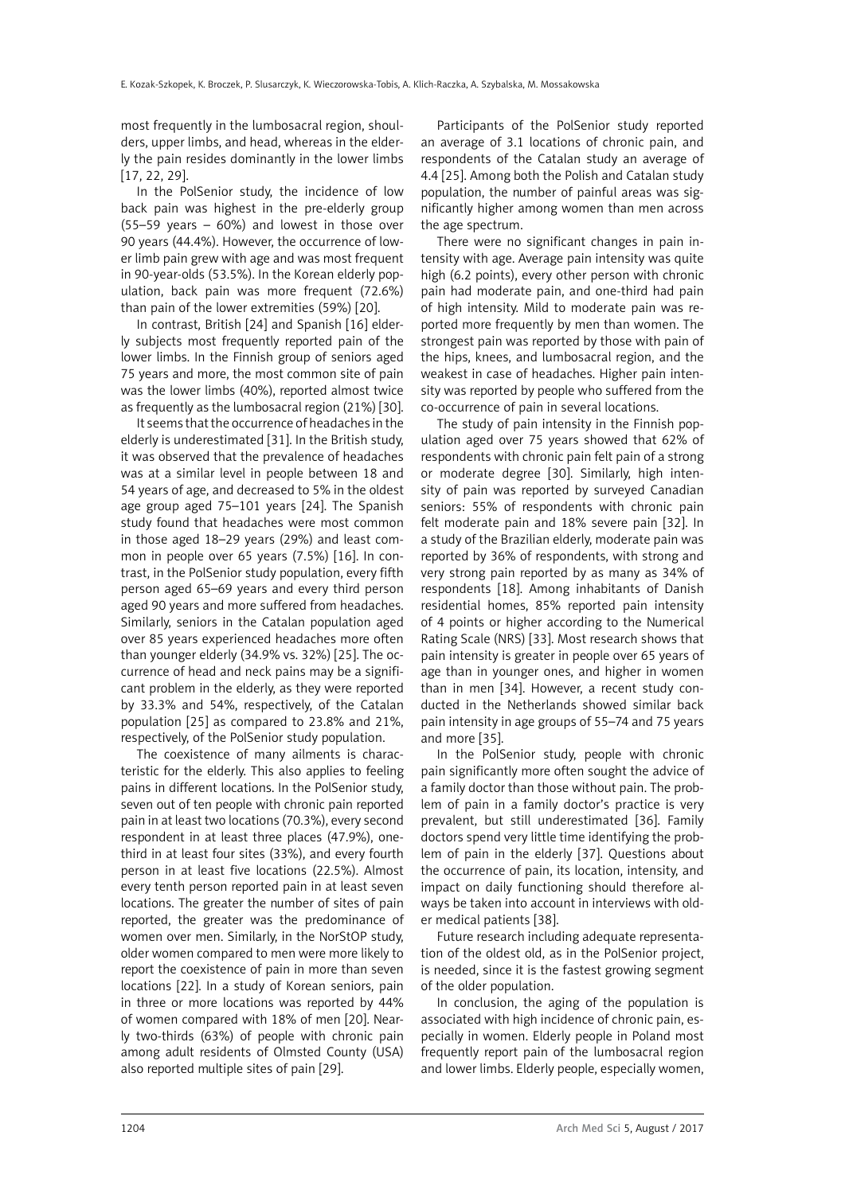most frequently in the lumbosacral region, shoulders, upper limbs, and head, whereas in the elderly the pain resides dominantly in the lower limbs [17, 22, 29].

In the PolSenior study, the incidence of low back pain was highest in the pre-elderly group (55–59 years – 60%) and lowest in those over 90 years (44.4%). However, the occurrence of lower limb pain grew with age and was most frequent in 90-year-olds (53.5%). In the Korean elderly population, back pain was more frequent (72.6%) than pain of the lower extremities (59%) [20].

In contrast, British [24] and Spanish [16] elderly subjects most frequently reported pain of the lower limbs. In the Finnish group of seniors aged 75 years and more, the most common site of pain was the lower limbs (40%), reported almost twice as frequently as the lumbosacral region (21%) [30].

It seems that the occurrence of headaches in the elderly is underestimated [31]. In the British study, it was observed that the prevalence of headaches was at a similar level in people between 18 and 54 years of age, and decreased to 5% in the oldest age group aged 75–101 years [24]. The Spanish study found that headaches were most common in those aged 18–29 years (29%) and least common in people over 65 years (7.5%) [16]. In contrast, in the PolSenior study population, every fifth person aged 65–69 years and every third person aged 90 years and more suffered from headaches. Similarly, seniors in the Catalan population aged over 85 years experienced headaches more often than younger elderly (34.9% vs. 32%) [25]. The occurrence of head and neck pains may be a significant problem in the elderly, as they were reported by 33.3% and 54%, respectively, of the Catalan population [25] as compared to 23.8% and 21%, respectively, of the PolSenior study population.

The coexistence of many ailments is characteristic for the elderly. This also applies to feeling pains in different locations. In the PolSenior study, seven out of ten people with chronic pain reported pain in at least two locations (70.3%), every second respondent in at least three places (47.9%), one-third in at least four sites (33%), and every fourth person in at least five locations (22.5%). Almost every tenth person reported pain in at least seven locations. The greater the number of sites of pain reported, the greater was the predominance of women over men. Similarly, in the NorStOP study, older women compared to men were more likely to report the coexistence of pain in more than seven locations [22]. In a study of Korean seniors, pain in three or more locations was reported by 44% of women compared with 18% of men [20]. Nearly two-thirds (63%) of people with chronic pain among adult residents of Olmsted County (USA) also reported multiple sites of pain [29].

Participants of the PolSenior study reported an average of 3.1 locations of chronic pain, and respondents of the Catalan study an average of 4.4 [25]. Among both the Polish and Catalan study population, the number of painful areas was significantly higher among women than men across the age spectrum.

There were no significant changes in pain intensity with age. Average pain intensity was quite high (6.2 points), every other person with chronic pain had moderate pain, and one-third had pain of high intensity. Mild to moderate pain was reported more frequently by men than women. The strongest pain was reported by those with pain of the hips, knees, and lumbosacral region, and the weakest in case of headaches. Higher pain intensity was reported by people who suffered from the co-occurrence of pain in several locations.

The study of pain intensity in the Finnish population aged over 75 years showed that 62% of respondents with chronic pain felt pain of a strong or moderate degree [30]. Similarly, high intensity of pain was reported by surveyed Canadian seniors: 55% of respondents with chronic pain felt moderate pain and 18% severe pain [32]. In a study of the Brazilian elderly, moderate pain was reported by 36% of respondents, with strong and very strong pain reported by as many as 34% of respondents [18]. Among inhabitants of Danish residential homes, 85% reported pain intensity of 4 points or higher according to the Numerical Rating Scale (NRS) [33]. Most research shows that pain intensity is greater in people over 65 years of age than in younger ones, and higher in women than in men [34]. However, a recent study conducted in the Netherlands showed similar back pain intensity in age groups of 55–74 and 75 years and more [35].

In the PolSenior study, people with chronic pain significantly more often sought the advice of a family doctor than those without pain. The problem of pain in a family doctor's practice is very prevalent, but still underestimated [36]. Family doctors spend very little time identifying the problem of pain in the elderly [37]. Questions about the occurrence of pain, its location, intensity, and impact on daily functioning should therefore always be taken into account in interviews with older medical patients [38].

Future research including adequate representation of the oldest old, as in the PolSenior project, is needed, since it is the fastest growing segment of the older population.

In conclusion, the aging of the population is associated with high incidence of chronic pain, especially in women. Elderly people in Poland most frequently report pain of the lumbosacral region and lower limbs. Elderly people, especially women,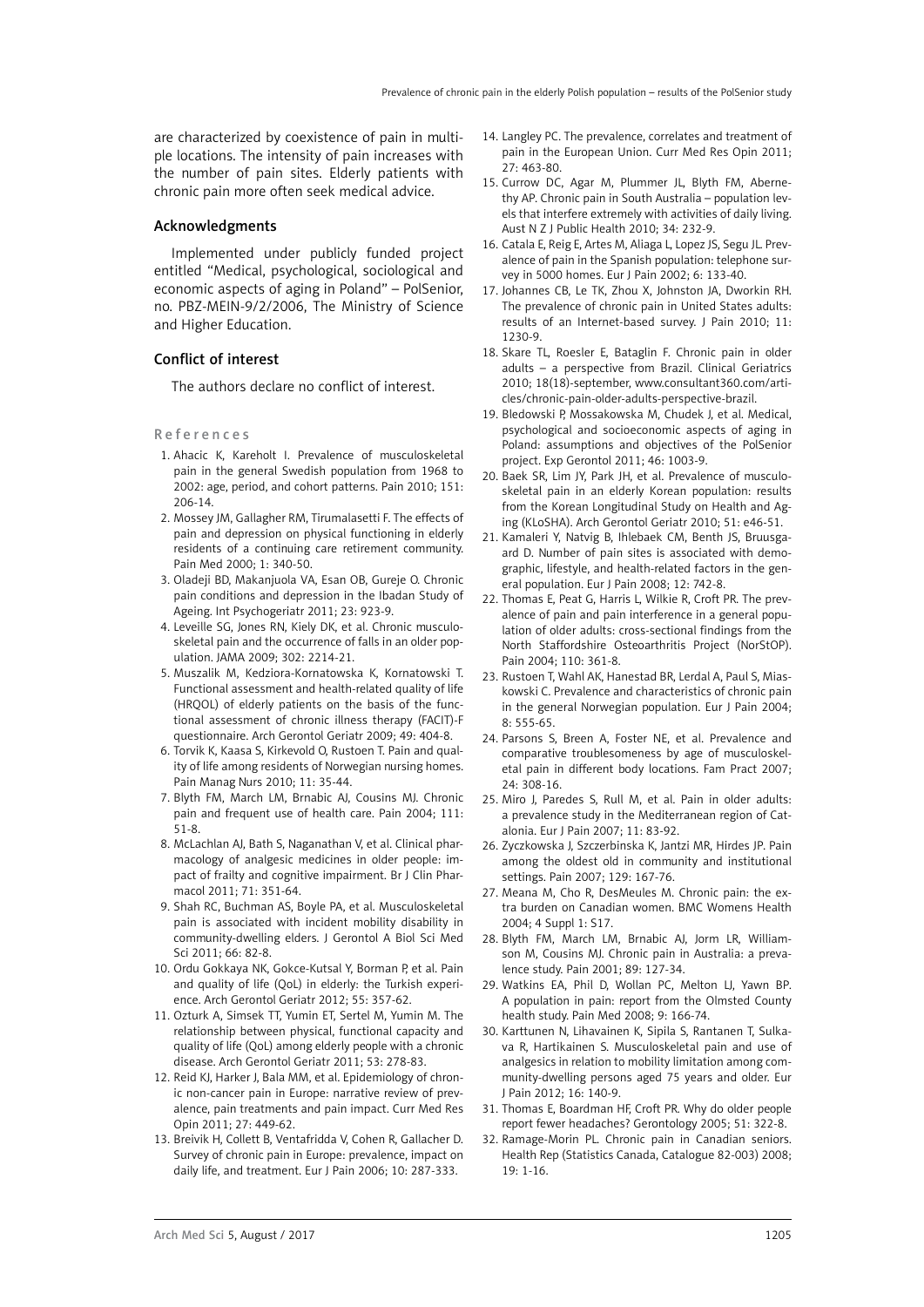are characterized by coexistence of pain in multiple locations. The intensity of pain increases with the number of pain sites. Elderly patients with chronic pain more often seek medical advice.

## Acknowledgments

Implemented under publicly funded project entitled "Medical, psychological, sociological and economic aspects of aging in Poland" – PolSenior, no. PBZ-MEIN-9/2/2006, The Ministry of Science and Higher Education.

## Conflict of interest

The authors declare no conflict of interest.

## References

1. Ahacic K, Kareholt I. Prevalence of musculoskeletal pain in the general Swedish population from 1968 to 2002: age, period, and cohort patterns. Pain 2010; 151: 206-14.
2. Mossey JM, Gallagher RM, Tirumalasetti F. The effects of pain and depression on physical functioning in elderly residents of a continuing care retirement community. Pain Med 2000; 1: 340-50.
3. Oladeji BD, Makanjuola VA, Esan OB, Gureje O. Chronic pain conditions and depression in the Ibadan Study of Ageing. Int Psychogeriatr 2011; 23: 923-9.
4. Leveille SG, Jones RN, Kiely DK, et al. Chronic musculoskeletal pain and the occurrence of falls in an older population. JAMA 2009; 302: 2214-21.
5. Muszalik M, Kedziora-Kornatowska K, Kornatowski T. Functional assessment and health-related quality of life (HRQOL) of elderly patients on the basis of the functional assessment of chronic illness therapy (FACIT)-F questionnaire. Arch Gerontol Geriatr 2009; 49: 404-8.
6. Torvik K, Kaasa S, Kirkevold O, Rustoen T. Pain and quality of life among residents of Norwegian nursing homes. Pain Manag Nurs 2010; 11: 35-44.
7. Blyth FM, March LM, Brnabic AJ, Cousins MJ. Chronic pain and frequent use of health care. Pain 2004; 111: 51-8.
8. McLachlan AJ, Bath S, Naganathan V, et al. Clinical pharmacology of analgesic medicines in older people: impact of frailty and cognitive impairment. Br J Clin Pharmacol 2011; 71: 351-64.
9. Shah RC, Buchman AS, Boyle PA, et al. Musculoskeletal pain is associated with incident mobility disability in community-dwelling elders. J Gerontol A Biol Sci Med Sci 2011; 66: 82-8.
10. Ordu Gokkaya NK, Gokce-Kutsal Y, Borman P, et al. Pain and quality of life (QoL) in elderly: the Turkish experience. Arch Gerontol Geriatr 2012; 55: 357-62.
11. Ozturk A, Simsek TT, Yumin ET, Sertel M, Yumin M. The relationship between physical, functional capacity and quality of life (QoL) among elderly people with a chronic disease. Arch Gerontol Geriatr 2011; 53: 278-83.
12. Reid KJ, Harker J, Bala MM, et al. Epidemiology of chronic non-cancer pain in Europe: narrative review of prevalence, pain treatments and pain impact. Curr Med Res Opin 2011; 27: 449-62.
13. Breivik H, Collett B, Ventafridda V, Cohen R, Gallacher D. Survey of chronic pain in Europe: prevalence, impact on daily life, and treatment. Eur J Pain 2006; 10: 287-333.
14. Langley PC. The prevalence, correlates and treatment of pain in the European Union. Curr Med Res Opin 2011; 27: 463-80.
15. Currow DC, Agar M, Plummer JL, Blyth FM, Abernethy AP. Chronic pain in South Australia – population levels that interfere extremely with activities of daily living. Aust N Z J Public Health 2010; 34: 232-9.
16. Catala E, Reig E, Artes M, Aliaga L, Lopez JS, Segu JL. Prevalence of pain in the Spanish population: telephone survey in 5000 homes. Eur J Pain 2002; 6: 133-40.
17. Johannes CB, Le TK, Zhou X, Johnston JA, Dworkin RH. The prevalence of chronic pain in United States adults: results of an Internet-based survey. J Pain 2010; 11: 1230-9.
18. Skare TL, Roesler E, Bataglin F. Chronic pain in older adults – a perspective from Brazil. Clinical Geriatrics 2010; 18(18)-september, www.consultant360.com/articles/chronic-pain-older-adults-perspective-brazil.
19. Bledowski P, Mossakowska M, Chudek J, et al. Medical, psychological and socioeconomic aspects of aging in Poland: assumptions and objectives of the PolSenior project. Exp Gerontol 2011; 46: 1003-9.
20. Baek SR, Lim JY, Park JH, et al. Prevalence of musculoskeletal pain in an elderly Korean population: results from the Korean Longitudinal Study on Health and Aging (KLoSHA). Arch Gerontol Geriatr 2010; 51: e46-51.
21. Kamaleri Y, Natvig B, Ihlebaek CM, Benth JS, Bruusgaard D. Number of pain sites is associated with demographic, lifestyle, and health-related factors in the general population. Eur J Pain 2008; 12: 742-8.
22. Thomas E, Peat G, Harris L, Wilkie R, Croft PR. The prevalence of pain and pain interference in a general population of older adults: cross-sectional findings from the North Staffordshire Osteoarthritis Project (NorStOP). Pain 2004; 110: 361-8.
23. Rustoen T, Wahl AK, Hanestad BR, Lerdal A, Paul S, Miaskowski C. Prevalence and characteristics of chronic pain in the general Norwegian population. Eur J Pain 2004; 8: 555-65.
24. Parsons S, Breen A, Foster NE, et al. Prevalence and comparative troublesomeness by age of musculoskeletal pain in different body locations. Fam Pract 2007; 24: 308-16.
25. Miro J, Paredes S, Rull M, et al. Pain in older adults: a prevalence study in the Mediterranean region of Catalonia. Eur J Pain 2007; 11: 83-92.
26. Zyczkowska J, Szczerbinska K, Jantzi MR, Hirdes JP. Pain among the oldest old in community and institutional settings. Pain 2007; 129: 167-76.
27. Meana M, Cho R, DesMeules M. Chronic pain: the extra burden on Canadian women. BMC Womens Health 2004; 4 Suppl 1: S17.
28. Blyth FM, March LM, Brnabic AJ, Jorm LR, Williamson M, Cousins MJ. Chronic pain in Australia: a prevalence study. Pain 2001; 89: 127-34.
29. Watkins EA, Phil D, Wollan PC, Melton LJ, Yawn BP. A population in pain: report from the Olmsted County health study. Pain Med 2008; 9: 166-74.
30. Karttunen N, Lihavainen K, Sipila S, Rantanen T, Sulkava R, Hartikainen S. Musculoskeletal pain and use of analgesics in relation to mobility limitation among community-dwelling persons aged 75 years and older. Eur J Pain 2012; 16: 140-9.
31. Thomas E, Boardman HF, Croft PR. Why do older people report fewer headaches? Gerontology 2005; 51: 322-8.
32. Ramage-Morin PL. Chronic pain in Canadian seniors. Health Rep (Statistics Canada, Catalogue 82-003) 2008; 19: 1-16.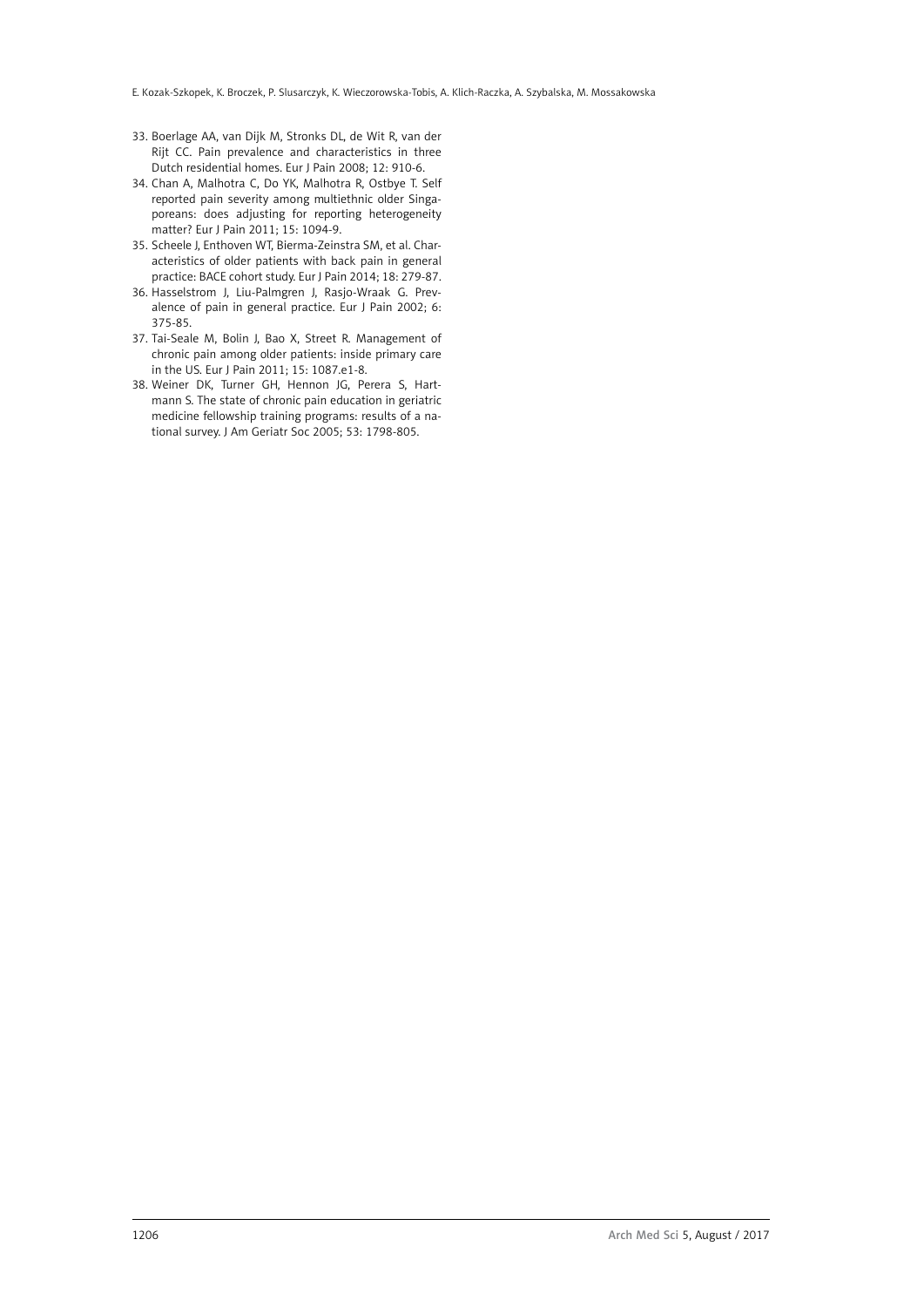33. Boerlage AA, van Dijk M, Stronks DL, de Wit R, van der Rijt CC. Pain prevalence and characteristics in three Dutch residential homes. Eur J Pain 2008; 12: 910-6.
34. Chan A, Malhotra C, Do YK, Malhotra R, Ostbye T. Self reported pain severity among multiethnic older Singaporeans: does adjusting for reporting heterogeneity matter? Eur J Pain 2011; 15: 1094-9.
35. Scheele J, Enthoven WT, Bierma-Zeinstra SM, et al. Characteristics of older patients with back pain in general practice: BACE cohort study. Eur J Pain 2014; 18: 279-87.
36. Hasselstrom J, Liu-Palmgren J, Rasjo-Wraak G. Prevalence of pain in general practice. Eur J Pain 2002; 6: 375-85.
37. Tai-Seale M, Bolin J, Bao X, Street R. Management of chronic pain among older patients: inside primary care in the US. Eur J Pain 2011; 15: 1087.e1-8.
38. Weiner DK, Turner GH, Hennon JG, Perera S, Hartmann S. The state of chronic pain education in geriatric medicine fellowship training programs: results of a national survey. J Am Geriatr Soc 2005; 53: 1798-805.